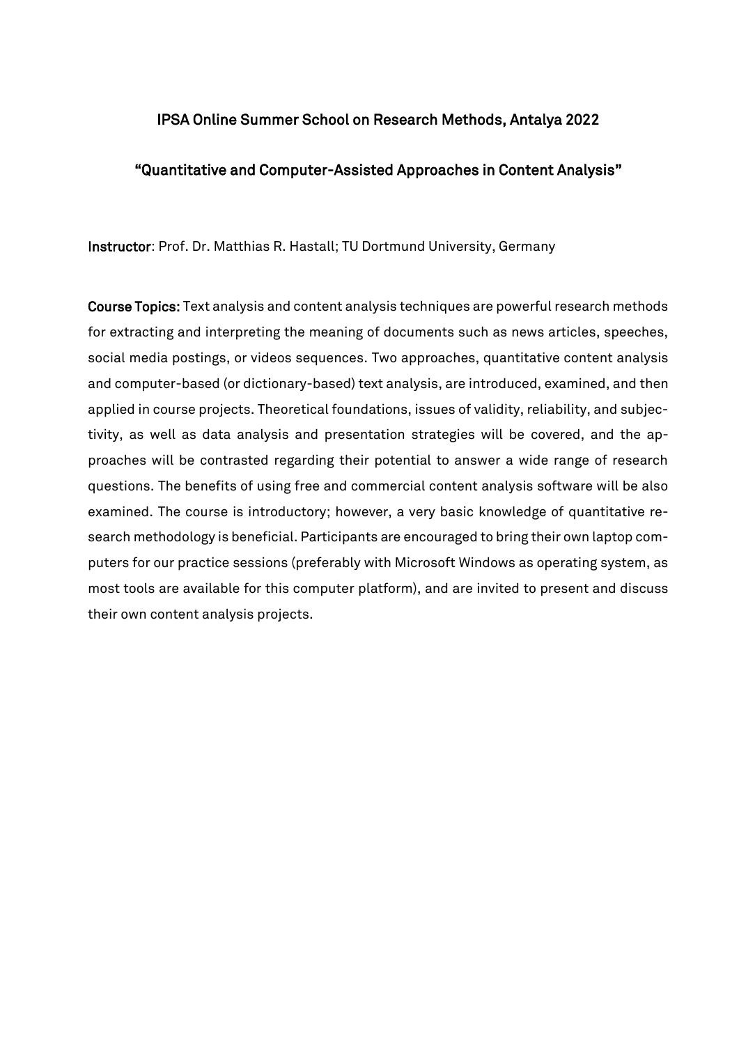# IPSA Online Summer School on Research Methods, Antalya 2022

## "Quantitative and Computer-Assisted Approaches in Content Analysis"

**Instructor**: Prof. Dr. Matthias R. Hastall; TU Dortmund University, Germany

**Course Topics:** Text analysis and content analysis techniques are powerful research methods for extracting and interpreting the meaning of documents such as news articles, speeches, social media postings, or videos sequences. Two approaches, quantitative content analysis and computer-based (or dictionary-based) text analysis, are introduced, examined, and then applied in course projects. Theoretical foundations, issues of validity, reliability, and subjectivity, as well as data analysis and presentation strategies will be covered, and the approaches will be contrasted regarding their potential to answer a wide range of research questions. The benefits of using free and commercial content analysis software will be also examined. The course is introductory; however, a very basic knowledge of quantitative research methodology is beneficial. Participants are encouraged to bring their own laptop computers for our practice sessions (preferably with Microsoft Windows as operating system, as most tools are available for this computer platform), and are invited to present and discuss their own content analysis projects.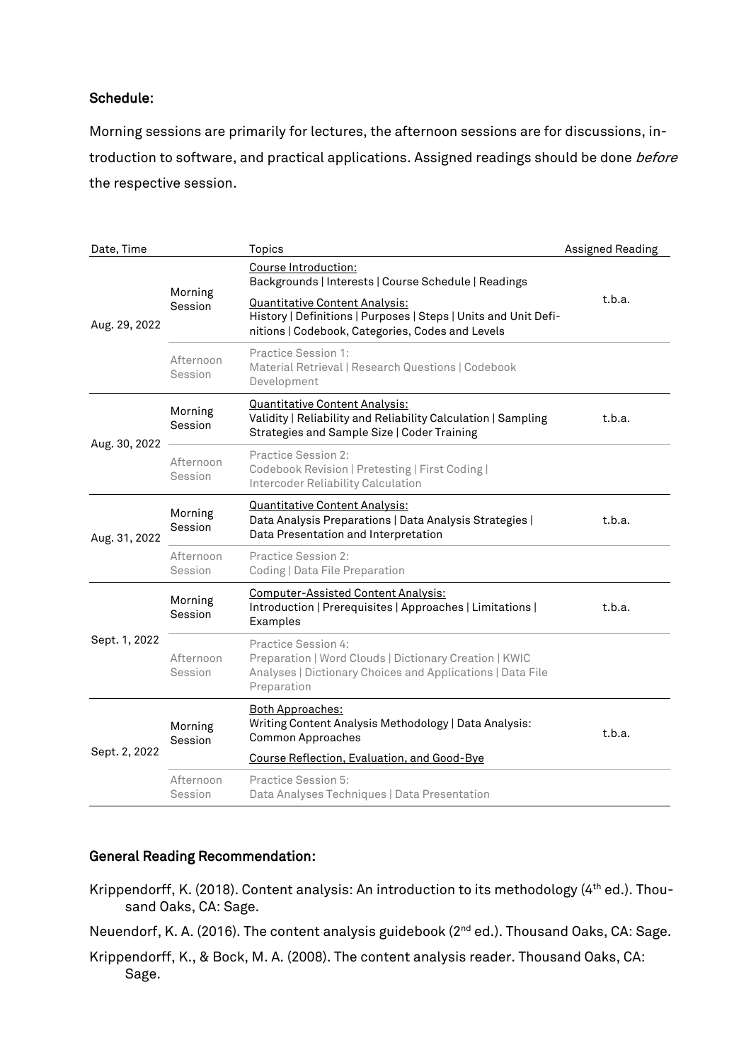**Schedule:**

Morning sessions are primarily for lectures, the afternoon sessions are for discussions, introduction to software, and practical applications. Assigned readings should be done *before* the respective session.

| Date, Time | | Topics | Assigned Reading |
|---|---|---|---|
| Aug. 29, 2022 | Morning Session | Course Introduction: Backgrounds \| Interests \| Course Schedule \| Readings<br>Quantitative Content Analysis: History \| Definitions \| Purposes \| Steps \| Units and Unit Definitions \| Codebook, Categories, Codes and Levels | t.b.a. |
| | Afternoon Session | Practice Session 1: Material Retrieval \| Research Questions \| Codebook Development | |
| Aug. 30, 2022 | Morning Session | Quantitative Content Analysis: Validity \| Reliability and Reliability Calculation \| Sampling Strategies and Sample Size \| Coder Training | t.b.a. |
| | Afternoon Session | Practice Session 2: Codebook Revision \| Pretesting \| First Coding \| Intercoder Reliability Calculation | |
| Aug. 31, 2022 | Morning Session | Quantitative Content Analysis: Data Analysis Preparations \| Data Analysis Strategies \| Data Presentation and Interpretation | t.b.a. |
| | Afternoon Session | Practice Session 2: Coding \| Data File Preparation | |
| Sept. 1, 2022 | Morning Session | Computer-Assisted Content Analysis: Introduction \| Prerequisites \| Approaches \| Limitations \| Examples | t.b.a. |
| | Afternoon Session | Practice Session 4: Preparation \| Word Clouds \| Dictionary Creation \| KWIC Analyses \| Dictionary Choices and Applications \| Data File Preparation | |
| Sept. 2, 2022 | Morning Session | Both Approaches: Writing Content Analysis Methodology \| Data Analysis: Common Approaches<br>Course Reflection, Evaluation, and Good-Bye | t.b.a. |
| | Afternoon Session | Practice Session 5: Data Analyses Techniques \| Data Presentation | |

**General Reading Recommendation:**

Krippendorff, K. (2018). Content analysis: An introduction to its methodology (4th ed.). Thousand Oaks, CA: Sage.

Neuendorf, K. A. (2016). The content analysis guidebook (2nd ed.). Thousand Oaks, CA: Sage.

Krippendorff, K., & Bock, M. A. (2008). The content analysis reader. Thousand Oaks, CA: Sage.